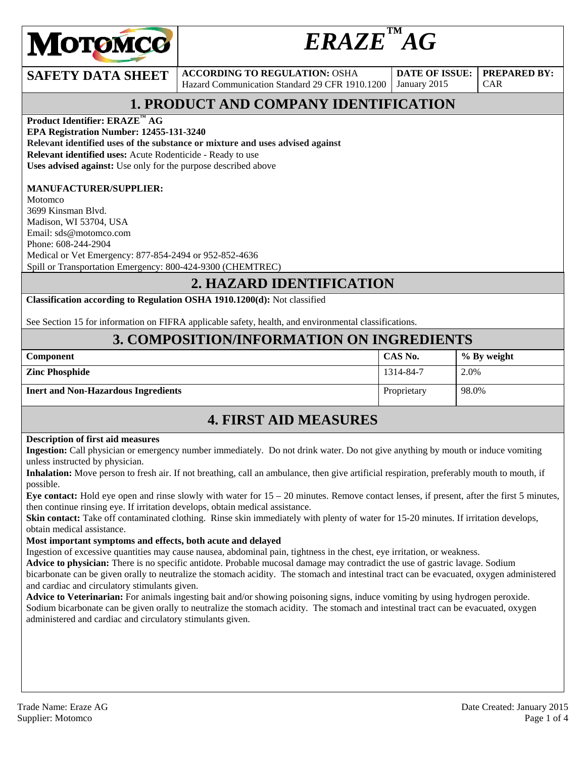# ERAZE™ AG

| SAFETY DATA SHEET | ACCORDING TO REGULATION: OSHA Hazard Communication Standard 29 CFR 1910.1200 | DATE OF ISSUE: January 2015 | PREPARED BY: CAR |
|---|---|---|---|

## 1. PRODUCT AND COMPANY IDENTIFICATION

**Product Identifier: ERAZE™ AG**
**EPA Registration Number: 12455-131-3240**
**Relevant identified uses of the substance or mixture and uses advised against**
**Relevant identified uses:** Acute Rodenticide - Ready to use
**Uses advised against:** Use only for the purpose described above

**MANUFACTURER/SUPPLIER:**
Motomco
3699 Kinsman Blvd.
Madison, WI 53704, USA
Email: sds@motomco.com
Phone: 608-244-2904
Medical or Vet Emergency: 877-854-2494 or 952-852-4636
Spill or Transportation Emergency: 800-424-9300 (CHEMTREC)

## 2. HAZARD IDENTIFICATION

**Classification according to Regulation OSHA 1910.1200(d):** Not classified

See Section 15 for information on FIFRA applicable safety, health, and environmental classifications.

## 3. COMPOSITION/INFORMATION ON INGREDIENTS

| Component | CAS No. | % By weight |
|---|---|---|
| **Zinc Phosphide** | 1314-84-7 | 2.0% |
| **Inert and Non-Hazardous Ingredients** | Proprietary | 98.0% |

## 4. FIRST AID MEASURES

**Description of first aid measures**
**Ingestion:** Call physician or emergency number immediately. Do not drink water. Do not give anything by mouth or induce vomiting unless instructed by physician.
**Inhalation:** Move person to fresh air. If not breathing, call an ambulance, then give artificial respiration, preferably mouth to mouth, if possible.
**Eye contact:** Hold eye open and rinse slowly with water for 15 – 20 minutes. Remove contact lenses, if present, after the first 5 minutes, then continue rinsing eye. If irritation develops, obtain medical assistance.
**Skin contact:** Take off contaminated clothing. Rinse skin immediately with plenty of water for 15-20 minutes. If irritation develops, obtain medical assistance.
**Most important symptoms and effects, both acute and delayed**
Ingestion of excessive quantities may cause nausea, abdominal pain, tightness in the chest, eye irritation, or weakness.
**Advice to physician:** There is no specific antidote. Probable mucosal damage may contradict the use of gastric lavage. Sodium bicarbonate can be given orally to neutralize the stomach acidity. The stomach and intestinal tract can be evacuated, oxygen administered and cardiac and circulatory stimulants given.
**Advice to Veterinarian:** For animals ingesting bait and/or showing poisoning signs, induce vomiting by using hydrogen peroxide. Sodium bicarbonate can be given orally to neutralize the stomach acidity. The stomach and intestinal tract can be evacuated, oxygen administered and cardiac and circulatory stimulants given.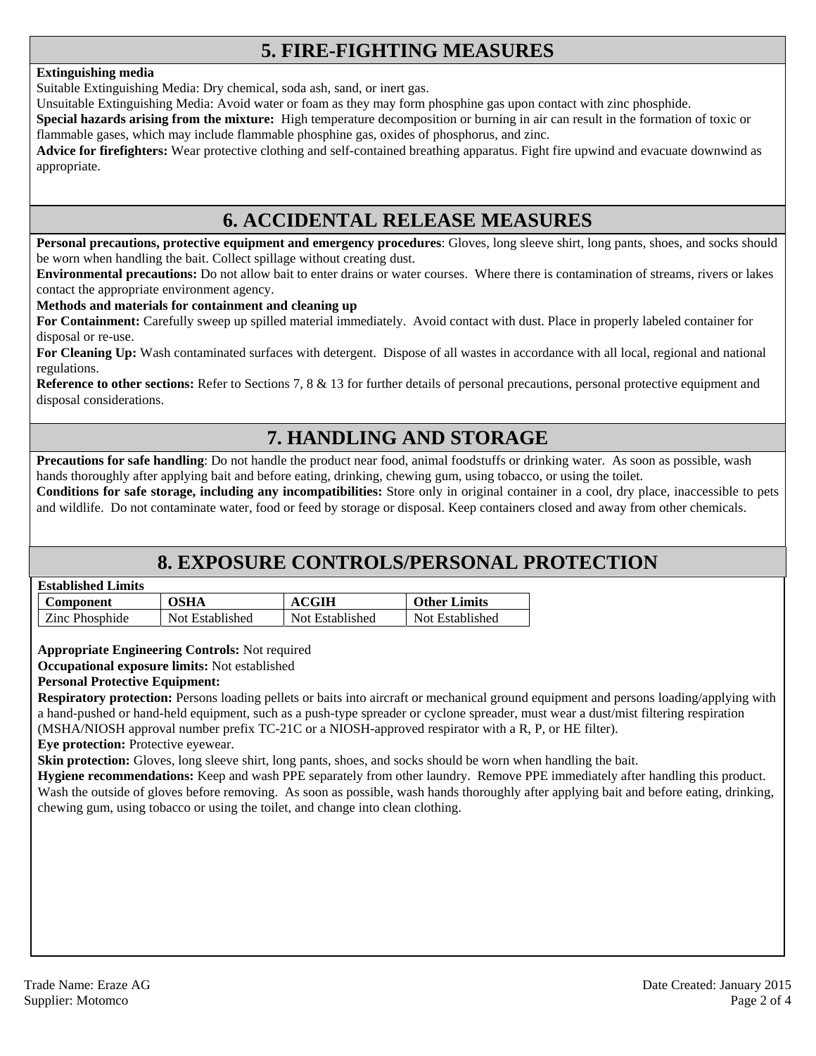## 5. FIRE-FIGHTING MEASURES

**Extinguishing media**

Suitable Extinguishing Media: Dry chemical, soda ash, sand, or inert gas.

Unsuitable Extinguishing Media: Avoid water or foam as they may form phosphine gas upon contact with zinc phosphide.

**Special hazards arising from the mixture:** High temperature decomposition or burning in air can result in the formation of toxic or flammable gases, which may include flammable phosphine gas, oxides of phosphorus, and zinc.

**Advice for firefighters:** Wear protective clothing and self-contained breathing apparatus. Fight fire upwind and evacuate downwind as appropriate.

## 6. ACCIDENTAL RELEASE MEASURES

**Personal precautions, protective equipment and emergency procedures**: Gloves, long sleeve shirt, long pants, shoes, and socks should be worn when handling the bait. Collect spillage without creating dust.

**Environmental precautions:** Do not allow bait to enter drains or water courses. Where there is contamination of streams, rivers or lakes contact the appropriate environment agency.

**Methods and materials for containment and cleaning up**

**For Containment:** Carefully sweep up spilled material immediately. Avoid contact with dust. Place in properly labeled container for disposal or re-use.

**For Cleaning Up:** Wash contaminated surfaces with detergent. Dispose of all wastes in accordance with all local, regional and national regulations.

**Reference to other sections:** Refer to Sections 7, 8 & 13 for further details of personal precautions, personal protective equipment and disposal considerations.

## 7. HANDLING AND STORAGE

**Precautions for safe handling**: Do not handle the product near food, animal foodstuffs or drinking water. As soon as possible, wash hands thoroughly after applying bait and before eating, drinking, chewing gum, using tobacco, or using the toilet.

**Conditions for safe storage, including any incompatibilities:** Store only in original container in a cool, dry place, inaccessible to pets and wildlife. Do not contaminate water, food or feed by storage or disposal. Keep containers closed and away from other chemicals.

## 8. EXPOSURE CONTROLS/PERSONAL PROTECTION

**Established Limits**

| Component | OSHA | ACGIH | Other Limits |
|---|---|---|---|
| Zinc Phosphide | Not Established | Not Established | Not Established |

**Appropriate Engineering Controls:** Not required

**Occupational exposure limits:** Not established

**Personal Protective Equipment:**

**Respiratory protection:** Persons loading pellets or baits into aircraft or mechanical ground equipment and persons loading/applying with a hand-pushed or hand-held equipment, such as a push-type spreader or cyclone spreader, must wear a dust/mist filtering respiration (MSHA/NIOSH approval number prefix TC-21C or a NIOSH-approved respirator with a R, P, or HE filter).

**Eye protection:** Protective eyewear.

**Skin protection:** Gloves, long sleeve shirt, long pants, shoes, and socks should be worn when handling the bait.

**Hygiene recommendations:** Keep and wash PPE separately from other laundry. Remove PPE immediately after handling this product. Wash the outside of gloves before removing. As soon as possible, wash hands thoroughly after applying bait and before eating, drinking, chewing gum, using tobacco or using the toilet, and change into clean clothing.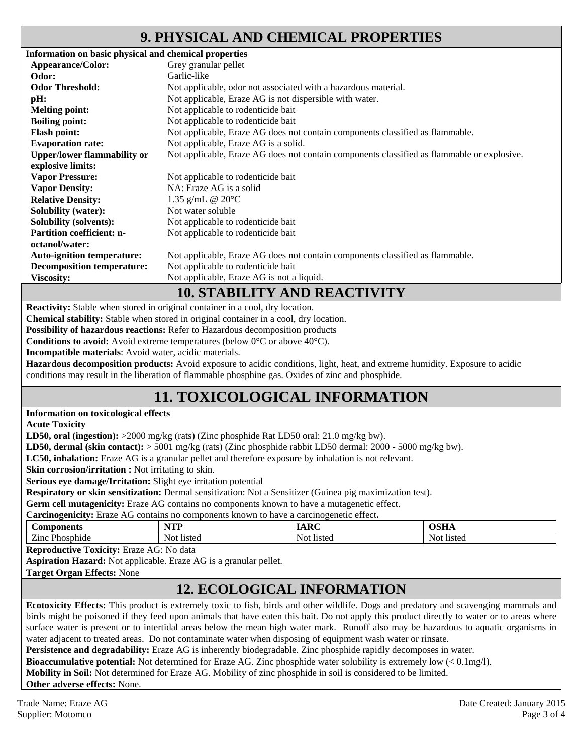## 9. PHYSICAL AND CHEMICAL PROPERTIES

**Information on basic physical and chemical properties**

| | |
|---|---|
| **Appearance/Color:** | Grey granular pellet |
| **Odor:** | Garlic-like |
| **Odor Threshold:** | Not applicable, odor not associated with a hazardous material. |
| **pH:** | Not applicable, Eraze AG is not dispersible with water. |
| **Melting point:** | Not applicable to rodenticide bait |
| **Boiling point:** | Not applicable to rodenticide bait |
| **Flash point:** | Not applicable, Eraze AG does not contain components classified as flammable. |
| **Evaporation rate:** | Not applicable, Eraze AG is a solid. |
| **Upper/lower flammability or explosive limits:** | Not applicable, Eraze AG does not contain components classified as flammable or explosive. |
| **Vapor Pressure:** | Not applicable to rodenticide bait |
| **Vapor Density:** | NA: Eraze AG is a solid |
| **Relative Density:** | 1.35 g/mL @ 20°C |
| **Solubility (water):** | Not water soluble |
| **Solubility (solvents):** | Not applicable to rodenticide bait |
| **Partition coefficient: n-octanol/water:** | Not applicable to rodenticide bait |
| **Auto-ignition temperature:** | Not applicable, Eraze AG does not contain components classified as flammable. |
| **Decomposition temperature:** | Not applicable to rodenticide bait |
| **Viscosity:** | Not applicable, Eraze AG is not a liquid. |

## 10. STABILITY AND REACTIVITY

**Reactivity:** Stable when stored in original container in a cool, dry location.

**Chemical stability:** Stable when stored in original container in a cool, dry location.

**Possibility of hazardous reactions:** Refer to Hazardous decomposition products

**Conditions to avoid:** Avoid extreme temperatures (below 0°C or above 40°C).

**Incompatible materials**: Avoid water, acidic materials.

**Hazardous decomposition products:** Avoid exposure to acidic conditions, light, heat, and extreme humidity. Exposure to acidic conditions may result in the liberation of flammable phosphine gas. Oxides of zinc and phosphide.

## 11. TOXICOLOGICAL INFORMATION

**Information on toxicological effects**

**Acute Toxicity**

**LD50, oral (ingestion):** >2000 mg/kg (rats) (Zinc phosphide Rat LD50 oral: 21.0 mg/kg bw).

**LD50, dermal (skin contact):** > 5001 mg/kg (rats) (Zinc phosphide rabbit LD50 dermal: 2000 - 5000 mg/kg bw).

**LC50, inhalation:** Eraze AG is a granular pellet and therefore exposure by inhalation is not relevant.

**Skin corrosion/irritation :** Not irritating to skin.

**Serious eye damage/Irritation:** Slight eye irritation potential

**Respiratory or skin sensitization:** Dermal sensitization: Not a Sensitizer (Guinea pig maximization test).

**Germ cell mutagenicity:** Eraze AG contains no components known to have a mutagenetic effect.

**Carcinogenicity:** Eraze AG contains no components known to have a carcinogenetic effect**.**

| Components | NTP | IARC | OSHA |
|---|---|---|---|
| Zinc Phosphide | Not listed | Not listed | Not listed |

**Reproductive Toxicity:** Eraze AG: No data

**Aspiration Hazard:** Not applicable. Eraze AG is a granular pellet.

**Target Organ Effects:** None

## 12. ECOLOGICAL INFORMATION

**Ecotoxicity Effects:** This product is extremely toxic to fish, birds and other wildlife. Dogs and predatory and scavenging mammals and birds might be poisoned if they feed upon animals that have eaten this bait. Do not apply this product directly to water or to areas where surface water is present or to intertidal areas below the mean high water mark. Runoff also may be hazardous to aquatic organisms in water adjacent to treated areas. Do not contaminate water when disposing of equipment wash water or rinsate.

**Persistence and degradability:** Eraze AG is inherently biodegradable. Zinc phosphide rapidly decomposes in water.

**Bioaccumulative potential:** Not determined for Eraze AG. Zinc phosphide water solubility is extremely low (< 0.1mg/l).

**Mobility in Soil:** Not determined for Eraze AG. Mobility of zinc phosphide in soil is considered to be limited.

**Other adverse effects:** None.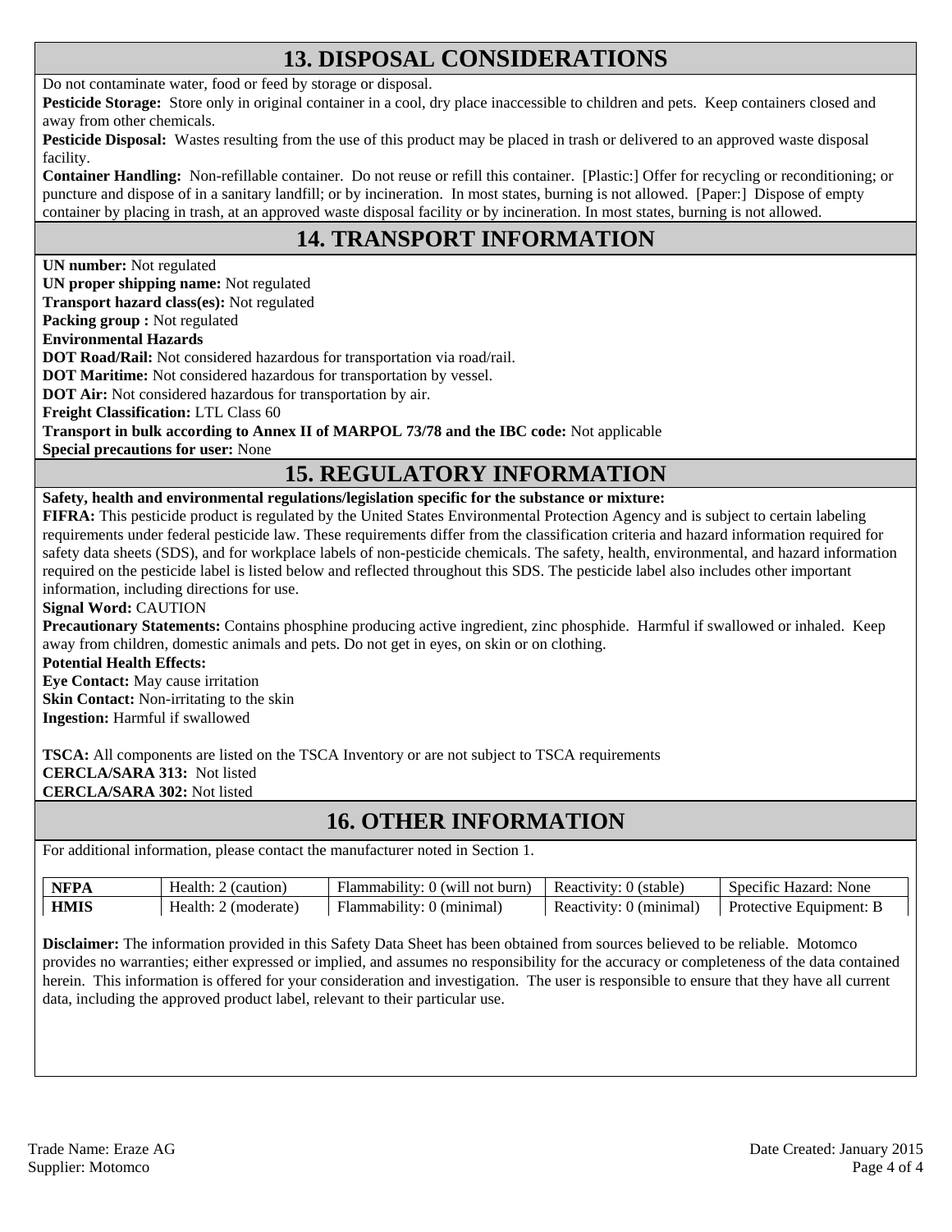## 13. DISPOSAL CONSIDERATIONS

Do not contaminate water, food or feed by storage or disposal.

**Pesticide Storage:** Store only in original container in a cool, dry place inaccessible to children and pets. Keep containers closed and away from other chemicals.

**Pesticide Disposal:** Wastes resulting from the use of this product may be placed in trash or delivered to an approved waste disposal facility.

**Container Handling:** Non-refillable container. Do not reuse or refill this container. [Plastic:] Offer for recycling or reconditioning; or puncture and dispose of in a sanitary landfill; or by incineration. In most states, burning is not allowed. [Paper:] Dispose of empty container by placing in trash, at an approved waste disposal facility or by incineration. In most states, burning is not allowed.

## 14. TRANSPORT INFORMATION

**UN number:** Not regulated
**UN proper shipping name:** Not regulated
**Transport hazard class(es):** Not regulated
**Packing group :** Not regulated
**Environmental Hazards**
**DOT Road/Rail:** Not considered hazardous for transportation via road/rail.
**DOT Maritime:** Not considered hazardous for transportation by vessel.
**DOT Air:** Not considered hazardous for transportation by air.
**Freight Classification:** LTL Class 60
**Transport in bulk according to Annex II of MARPOL 73/78 and the IBC code:** Not applicable
**Special precautions for user:** None

## 15. REGULATORY INFORMATION

**Safety, health and environmental regulations/legislation specific for the substance or mixture:**

**FIFRA:** This pesticide product is regulated by the United States Environmental Protection Agency and is subject to certain labeling requirements under federal pesticide law. These requirements differ from the classification criteria and hazard information required for safety data sheets (SDS), and for workplace labels of non-pesticide chemicals. The safety, health, environmental, and hazard information required on the pesticide label is listed below and reflected throughout this SDS. The pesticide label also includes other important information, including directions for use.

**Signal Word:** CAUTION

**Precautionary Statements:** Contains phosphine producing active ingredient, zinc phosphide. Harmful if swallowed or inhaled. Keep away from children, domestic animals and pets. Do not get in eyes, on skin or on clothing.

**Potential Health Effects:**
**Eye Contact:** May cause irritation
**Skin Contact:** Non-irritating to the skin
**Ingestion:** Harmful if swallowed

**TSCA:** All components are listed on the TSCA Inventory or are not subject to TSCA requirements
**CERCLA/SARA 313:** Not listed
**CERCLA/SARA 302:** Not listed

## 16. OTHER INFORMATION

For additional information, please contact the manufacturer noted in Section 1.

| | | | | |
|---|---|---|---|---|
| **NFPA** | Health: 2 (caution) | Flammability: 0 (will not burn) | Reactivity: 0 (stable) | Specific Hazard: None |
| **HMIS** | Health: 2 (moderate) | Flammability: 0 (minimal) | Reactivity: 0 (minimal) | Protective Equipment: B |

**Disclaimer:** The information provided in this Safety Data Sheet has been obtained from sources believed to be reliable. Motomco provides no warranties; either expressed or implied, and assumes no responsibility for the accuracy or completeness of the data contained herein. This information is offered for your consideration and investigation. The user is responsible to ensure that they have all current data, including the approved product label, relevant to their particular use.